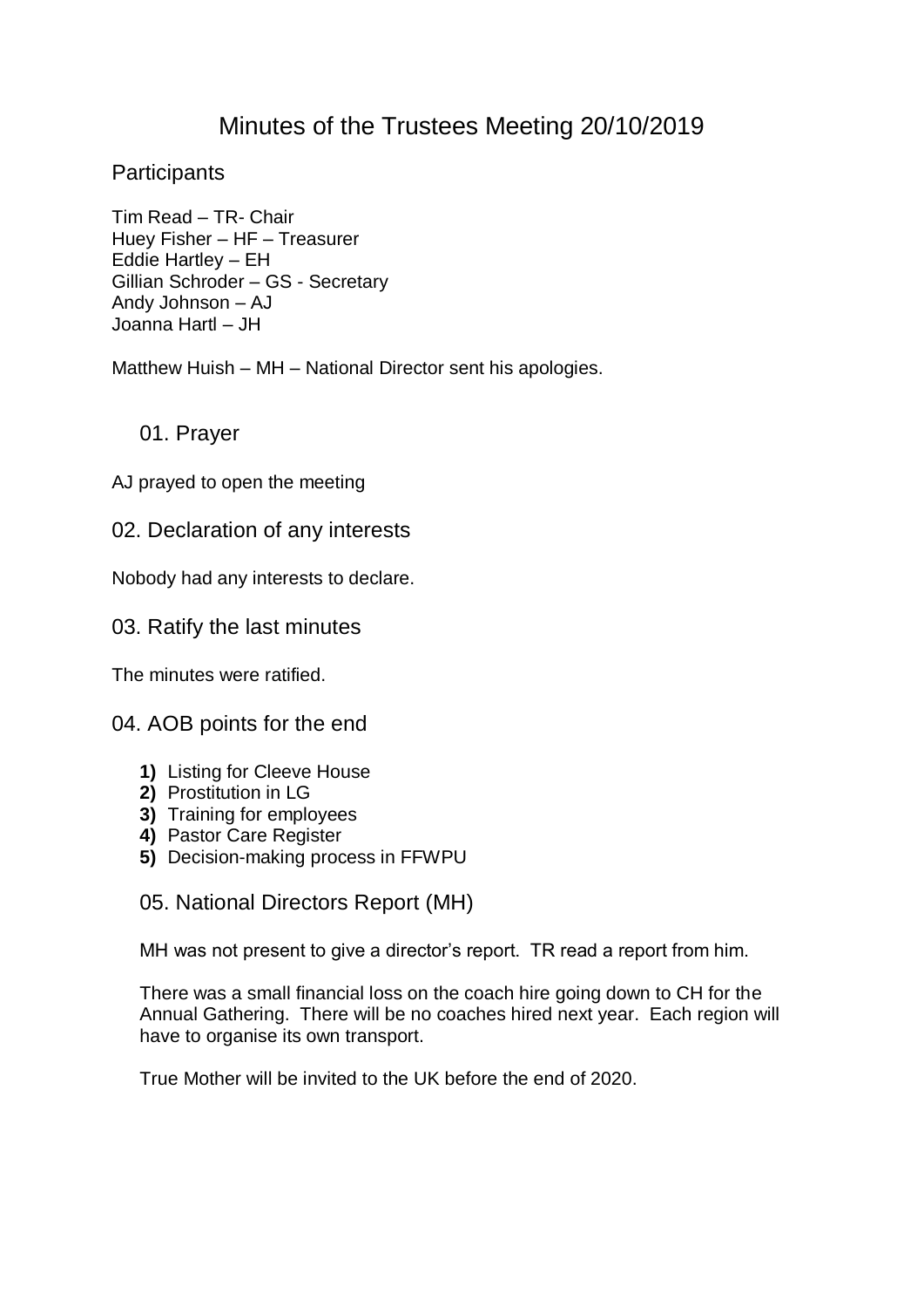# Minutes of the Trustees Meeting 20/10/2019

## Participants

Tim Read – TR- Chair
Huey Fisher – HF – Treasurer
Eddie Hartley – EH
Gillian Schroder – GS - Secretary
Andy Johnson – AJ
Joanna Hartl – JH

Matthew Huish – MH – National Director sent his apologies.

### 01. Prayer

AJ prayed to open the meeting

### 02. Declaration of any interests

Nobody had any interests to declare.

### 03. Ratify the last minutes

The minutes were ratified.

### 04. AOB points for the end

1) Listing for Cleeve House
2) Prostitution in LG
3) Training for employees
4) Pastor Care Register
5) Decision-making process in FFWPU

### 05. National Directors Report (MH)

MH was not present to give a director's report. TR read a report from him.

There was a small financial loss on the coach hire going down to CH for the Annual Gathering. There will be no coaches hired next year. Each region will have to organise its own transport.

True Mother will be invited to the UK before the end of 2020.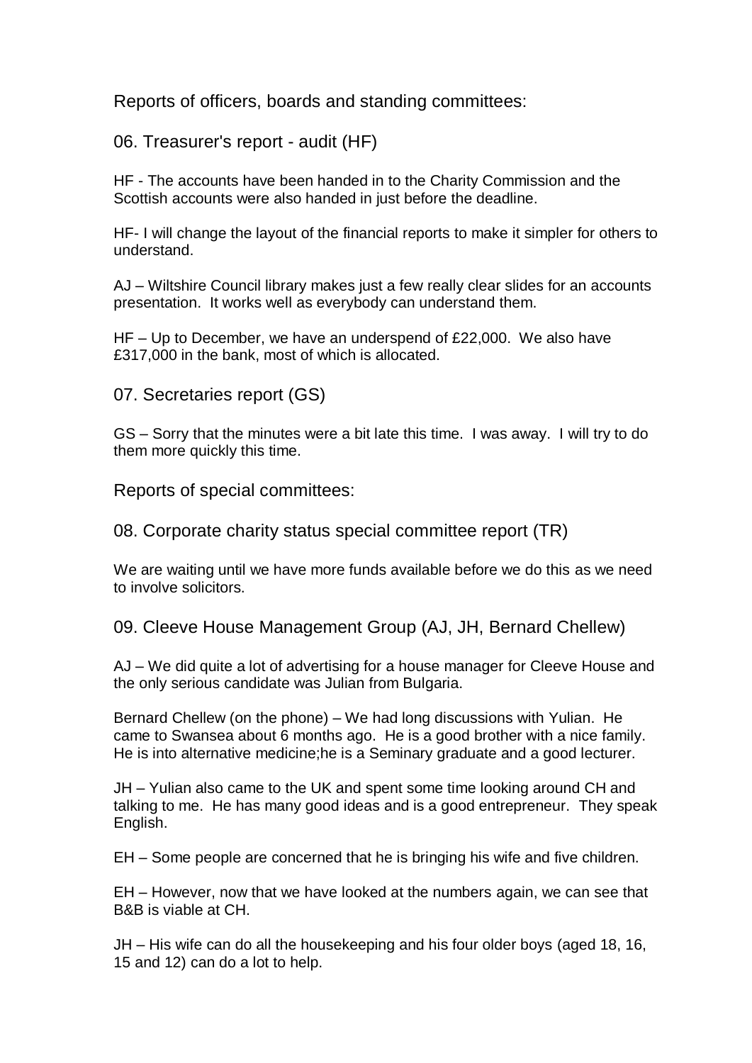## Reports of officers, boards and standing committees:

### 06. Treasurer's report - audit (HF)

HF - The accounts have been handed in to the Charity Commission and the Scottish accounts were also handed in just before the deadline.

HF- I will change the layout of the financial reports to make it simpler for others to understand.

AJ – Wiltshire Council library makes just a few really clear slides for an accounts presentation. It works well as everybody can understand them.

HF – Up to December, we have an underspend of £22,000. We also have £317,000 in the bank, most of which is allocated.

### 07. Secretaries report (GS)

GS – Sorry that the minutes were a bit late this time. I was away. I will try to do them more quickly this time.

## Reports of special committees:

### 08. Corporate charity status special committee report (TR)

We are waiting until we have more funds available before we do this as we need to involve solicitors.

### 09. Cleeve House Management Group (AJ, JH, Bernard Chellew)

AJ – We did quite a lot of advertising for a house manager for Cleeve House and the only serious candidate was Julian from Bulgaria.

Bernard Chellew (on the phone) – We had long discussions with Yulian. He came to Swansea about 6 months ago. He is a good brother with a nice family. He is into alternative medicine;he is a Seminary graduate and a good lecturer.

JH – Yulian also came to the UK and spent some time looking around CH and talking to me. He has many good ideas and is a good entrepreneur. They speak English.

EH – Some people are concerned that he is bringing his wife and five children.

EH – However, now that we have looked at the numbers again, we can see that B&B is viable at CH.

JH – His wife can do all the housekeeping and his four older boys (aged 18, 16, 15 and 12) can do a lot to help.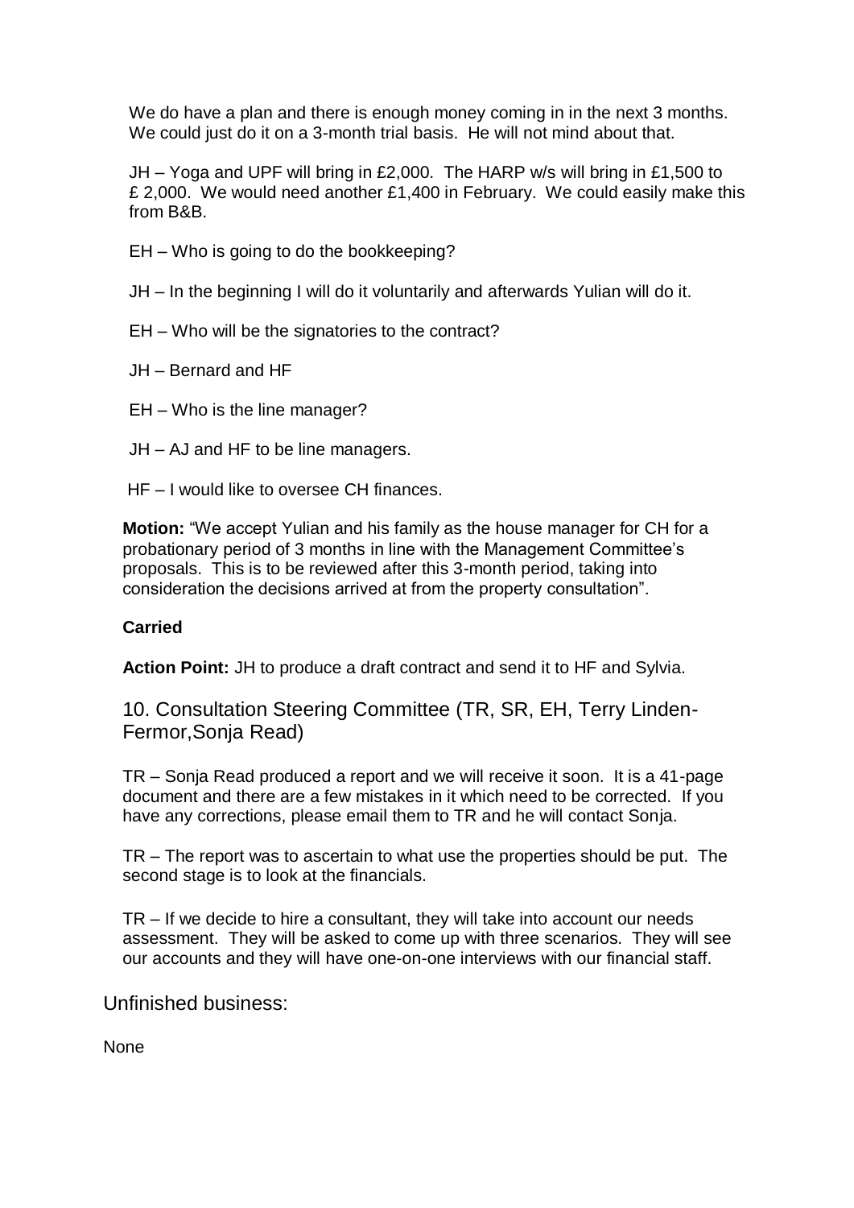We do have a plan and there is enough money coming in in the next 3 months. We could just do it on a 3-month trial basis. He will not mind about that.

JH – Yoga and UPF will bring in £2,000. The HARP w/s will bring in £1,500 to £ 2,000. We would need another £1,400 in February. We could easily make this from B&B.

EH – Who is going to do the bookkeeping?

JH – In the beginning I will do it voluntarily and afterwards Yulian will do it.

EH – Who will be the signatories to the contract?

JH – Bernard and HF

EH – Who is the line manager?

JH – AJ and HF to be line managers.

HF – I would like to oversee CH finances.

**Motion:** "We accept Yulian and his family as the house manager for CH for a probationary period of 3 months in line with the Management Committee's proposals. This is to be reviewed after this 3-month period, taking into consideration the decisions arrived at from the property consultation".

**Carried**

**Action Point:** JH to produce a draft contract and send it to HF and Sylvia.

## 10. Consultation Steering Committee (TR, SR, EH, Terry Linden-Fermor,Sonja Read)

TR – Sonja Read produced a report and we will receive it soon. It is a 41-page document and there are a few mistakes in it which need to be corrected. If you have any corrections, please email them to TR and he will contact Sonja.

TR – The report was to ascertain to what use the properties should be put. The second stage is to look at the financials.

TR – If we decide to hire a consultant, they will take into account our needs assessment. They will be asked to come up with three scenarios. They will see our accounts and they will have one-on-one interviews with our financial staff.

## Unfinished business:

None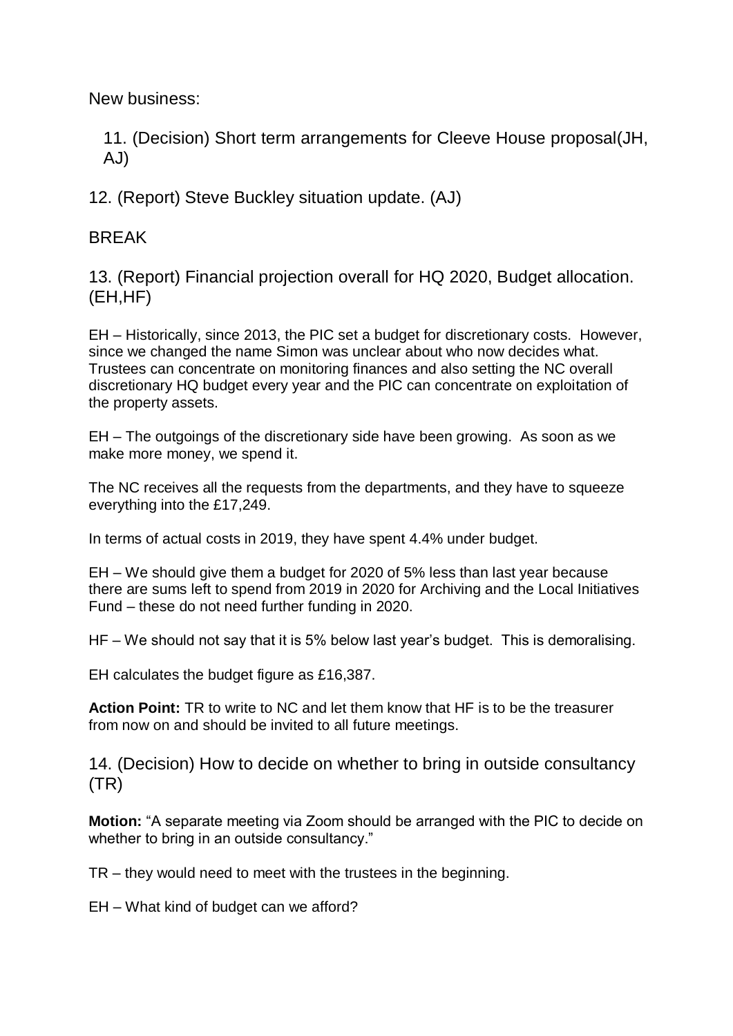New business:

11. (Decision) Short term arrangements for Cleeve House proposal(JH, AJ)

12. (Report) Steve Buckley situation update. (AJ)

BREAK

13. (Report) Financial projection overall for HQ 2020, Budget allocation. (EH,HF)

EH – Historically, since 2013, the PIC set a budget for discretionary costs. However, since we changed the name Simon was unclear about who now decides what. Trustees can concentrate on monitoring finances and also setting the NC overall discretionary HQ budget every year and the PIC can concentrate on exploitation of the property assets.

EH – The outgoings of the discretionary side have been growing. As soon as we make more money, we spend it.

The NC receives all the requests from the departments, and they have to squeeze everything into the £17,249.

In terms of actual costs in 2019, they have spent 4.4% under budget.

EH – We should give them a budget for 2020 of 5% less than last year because there are sums left to spend from 2019 in 2020 for Archiving and the Local Initiatives Fund – these do not need further funding in 2020.

HF – We should not say that it is 5% below last year's budget. This is demoralising.

EH calculates the budget figure as £16,387.

**Action Point:** TR to write to NC and let them know that HF is to be the treasurer from now on and should be invited to all future meetings.

14. (Decision) How to decide on whether to bring in outside consultancy (TR)

**Motion:** "A separate meeting via Zoom should be arranged with the PIC to decide on whether to bring in an outside consultancy."

TR – they would need to meet with the trustees in the beginning.

EH – What kind of budget can we afford?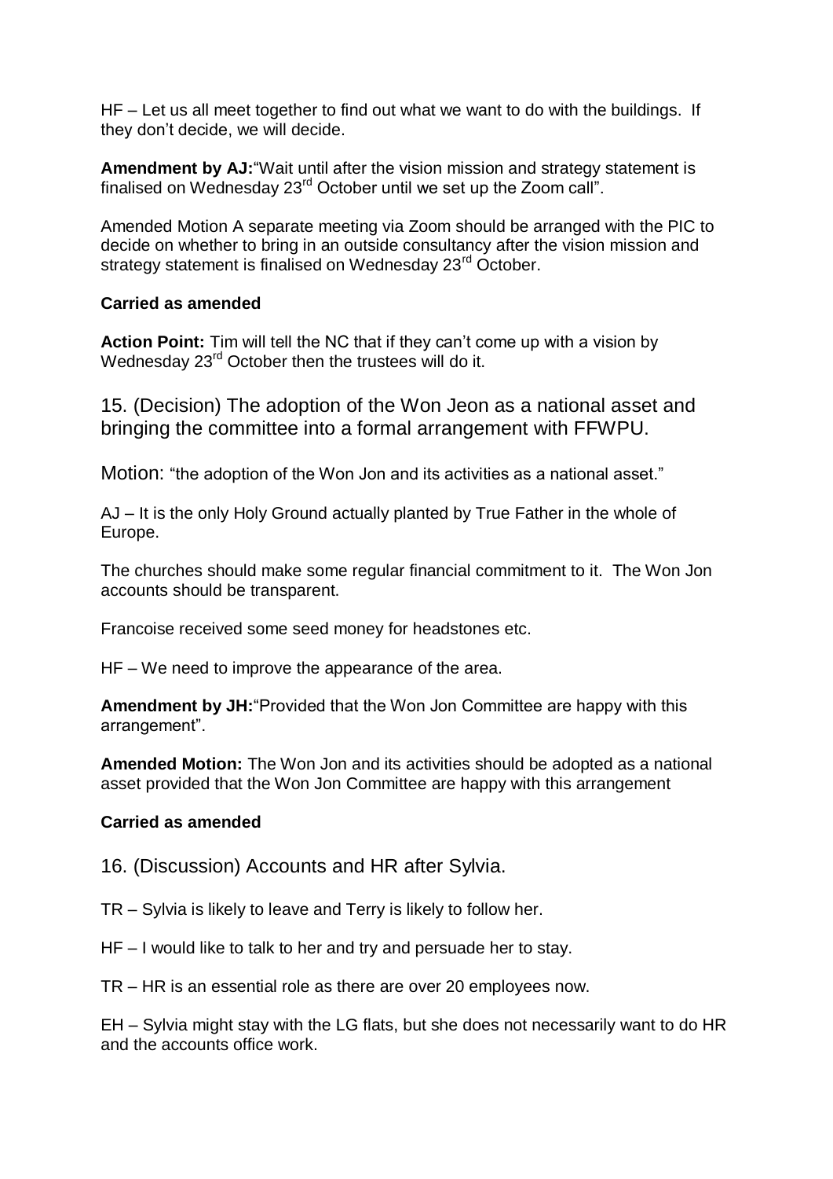HF – Let us all meet together to find out what we want to do with the buildings. If they don't decide, we will decide.

**Amendment by AJ:**"Wait until after the vision mission and strategy statement is finalised on Wednesday 23rd October until we set up the Zoom call".

Amended Motion A separate meeting via Zoom should be arranged with the PIC to decide on whether to bring in an outside consultancy after the vision mission and strategy statement is finalised on Wednesday 23rd October.

**Carried as amended**

**Action Point:** Tim will tell the NC that if they can't come up with a vision by Wednesday 23rd October then the trustees will do it.

## 15. (Decision) The adoption of the Won Jeon as a national asset and bringing the committee into a formal arrangement with FFWPU.

Motion: "the adoption of the Won Jon and its activities as a national asset."

AJ – It is the only Holy Ground actually planted by True Father in the whole of Europe.

The churches should make some regular financial commitment to it. The Won Jon accounts should be transparent.

Francoise received some seed money for headstones etc.

HF – We need to improve the appearance of the area.

**Amendment by JH:**"Provided that the Won Jon Committee are happy with this arrangement".

**Amended Motion:** The Won Jon and its activities should be adopted as a national asset provided that the Won Jon Committee are happy with this arrangement

**Carried as amended**

## 16. (Discussion) Accounts and HR after Sylvia.

TR – Sylvia is likely to leave and Terry is likely to follow her.

HF – I would like to talk to her and try and persuade her to stay.

TR – HR is an essential role as there are over 20 employees now.

EH – Sylvia might stay with the LG flats, but she does not necessarily want to do HR and the accounts office work.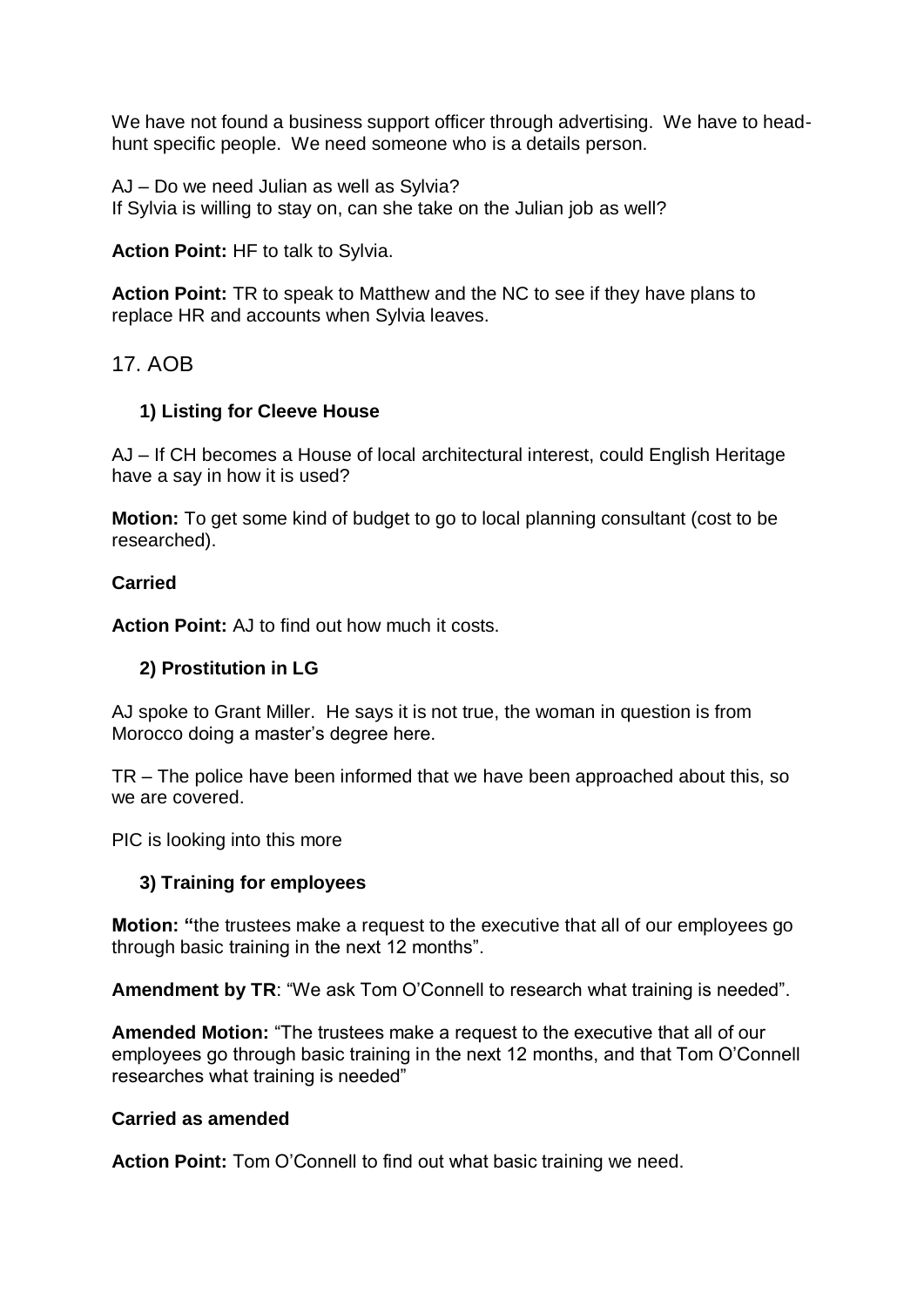We have not found a business support officer through advertising. We have to head-hunt specific people. We need someone who is a details person.

AJ – Do we need Julian as well as Sylvia?
If Sylvia is willing to stay on, can she take on the Julian job as well?

**Action Point:** HF to talk to Sylvia.

**Action Point:** TR to speak to Matthew and the NC to see if they have plans to replace HR and accounts when Sylvia leaves.

## 17. AOB

### 1) Listing for Cleeve House

AJ – If CH becomes a House of local architectural interest, could English Heritage have a say in how it is used?

**Motion:** To get some kind of budget to go to local planning consultant (cost to be researched).

**Carried**

**Action Point:** AJ to find out how much it costs.

### 2) Prostitution in LG

AJ spoke to Grant Miller. He says it is not true, the woman in question is from Morocco doing a master's degree here.

TR – The police have been informed that we have been approached about this, so we are covered.

PIC is looking into this more

### 3) Training for employees

**Motion: "**the trustees make a request to the executive that all of our employees go through basic training in the next 12 months".

**Amendment by TR**: "We ask Tom O'Connell to research what training is needed".

**Amended Motion:** "The trustees make a request to the executive that all of our employees go through basic training in the next 12 months, and that Tom O'Connell researches what training is needed"

**Carried as amended**

**Action Point:** Tom O'Connell to find out what basic training we need.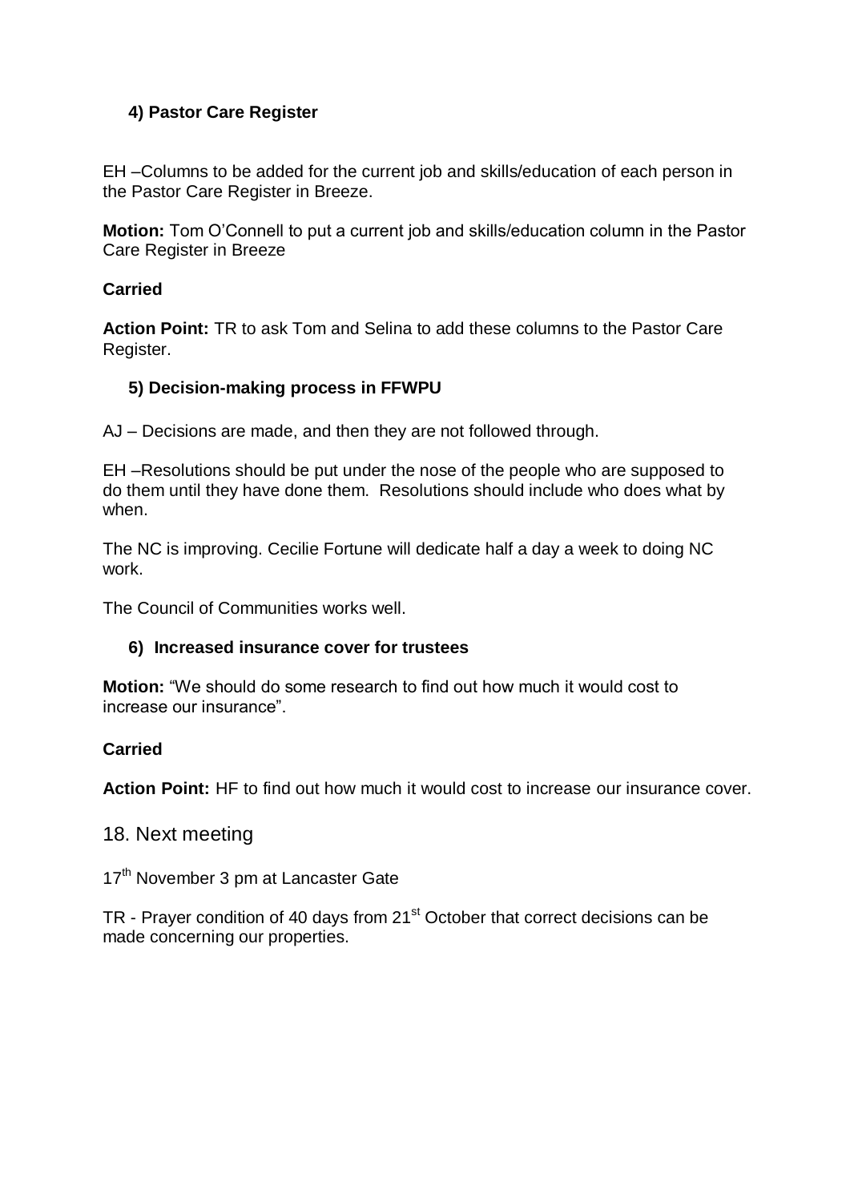#### 4) Pastor Care Register

EH –Columns to be added for the current job and skills/education of each person in the Pastor Care Register in Breeze.

**Motion:** Tom O'Connell to put a current job and skills/education column in the Pastor Care Register in Breeze

**Carried**

**Action Point:** TR to ask Tom and Selina to add these columns to the Pastor Care Register.

#### 5) Decision-making process in FFWPU

AJ – Decisions are made, and then they are not followed through.

EH –Resolutions should be put under the nose of the people who are supposed to do them until they have done them. Resolutions should include who does what by when.

The NC is improving. Cecilie Fortune will dedicate half a day a week to doing NC work.

The Council of Communities works well.

#### 6) Increased insurance cover for trustees

**Motion:** "We should do some research to find out how much it would cost to increase our insurance".

**Carried**

**Action Point:** HF to find out how much it would cost to increase our insurance cover.

## 18. Next meeting

17th November 3 pm at Lancaster Gate

TR - Prayer condition of 40 days from 21st October that correct decisions can be made concerning our properties.